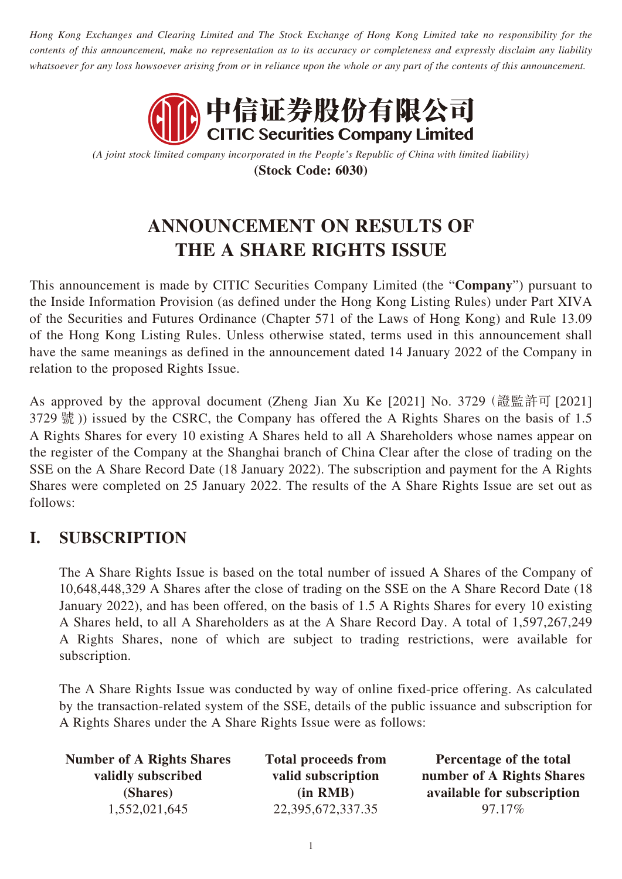*Hong Kong Exchanges and Clearing Limited and The Stock Exchange of Hong Kong Limited take no responsibility for the contents of this announcement, make no representation as to its accuracy or completeness and expressly disclaim any liability whatsoever for any loss howsoever arising from or in reliance upon the whole or any part of the contents of this announcement.*

**中信证券股份有限公司**
**CITIC Securities Company Limited**

*(A joint stock limited company incorporated in the People's Republic of China with limited liability)*

**(Stock Code: 6030)**

# ANNOUNCEMENT ON RESULTS OF THE A SHARE RIGHTS ISSUE

This announcement is made by CITIC Securities Company Limited (the "**Company**") pursuant to the Inside Information Provision (as defined under the Hong Kong Listing Rules) under Part XIVA of the Securities and Futures Ordinance (Chapter 571 of the Laws of Hong Kong) and Rule 13.09 of the Hong Kong Listing Rules. Unless otherwise stated, terms used in this announcement shall have the same meanings as defined in the announcement dated 14 January 2022 of the Company in relation to the proposed Rights Issue.

As approved by the approval document (Zheng Jian Xu Ke [2021] No. 3729 (證監許可 [2021] 3729 號)) issued by the CSRC, the Company has offered the A Rights Shares on the basis of 1.5 A Rights Shares for every 10 existing A Shares held to all A Shareholders whose names appear on the register of the Company at the Shanghai branch of China Clear after the close of trading on the SSE on the A Share Record Date (18 January 2022). The subscription and payment for the A Rights Shares were completed on 25 January 2022. The results of the A Share Rights Issue are set out as follows:

## I. SUBSCRIPTION

The A Share Rights Issue is based on the total number of issued A Shares of the Company of 10,648,448,329 A Shares after the close of trading on the SSE on the A Share Record Date (18 January 2022), and has been offered, on the basis of 1.5 A Rights Shares for every 10 existing A Shares held, to all A Shareholders as at the A Share Record Day. A total of 1,597,267,249 A Rights Shares, none of which are subject to trading restrictions, were available for subscription.

The A Share Rights Issue was conducted by way of online fixed-price offering. As calculated by the transaction-related system of the SSE, details of the public issuance and subscription for A Rights Shares under the A Share Rights Issue were as follows:

| Number of A Rights Shares validly subscribed (Shares) | Total proceeds from valid subscription (in RMB) | Percentage of the total number of A Rights Shares available for subscription |
|---|---|---|
| 1,552,021,645 | 22,395,672,337.35 | 97.17% |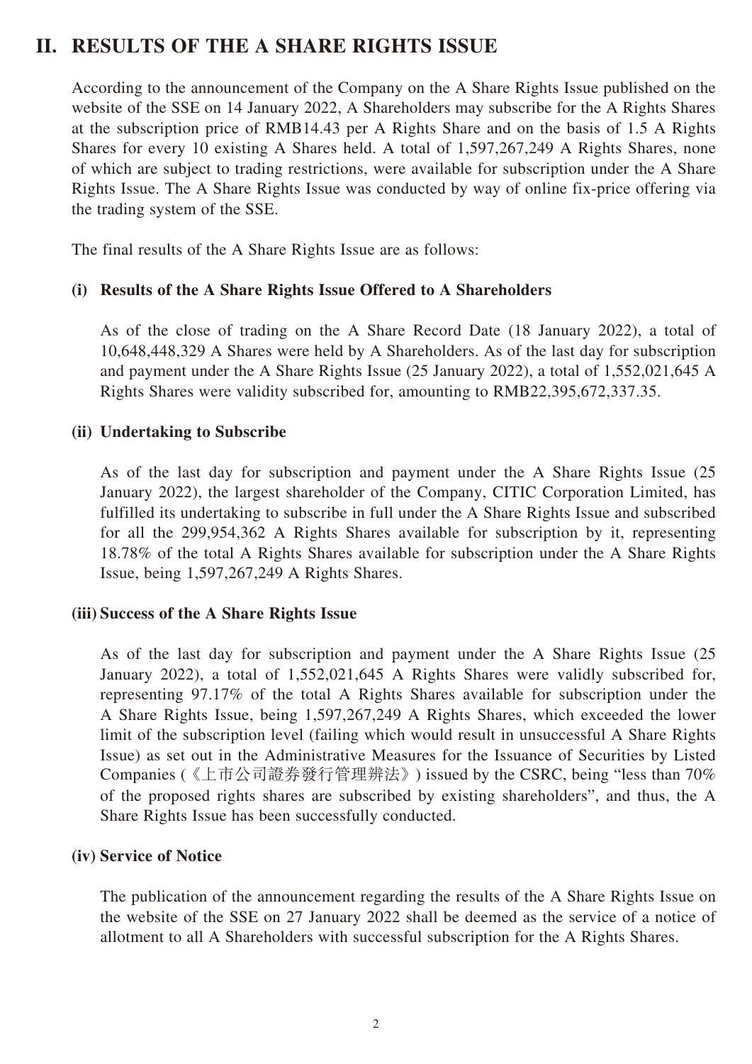## II. RESULTS OF THE A SHARE RIGHTS ISSUE

According to the announcement of the Company on the A Share Rights Issue published on the website of the SSE on 14 January 2022, A Shareholders may subscribe for the A Rights Shares at the subscription price of RMB14.43 per A Rights Share and on the basis of 1.5 A Rights Shares for every 10 existing A Shares held. A total of 1,597,267,249 A Rights Shares, none of which are subject to trading restrictions, were available for subscription under the A Share Rights Issue. The A Share Rights Issue was conducted by way of online fix-price offering via the trading system of the SSE.

The final results of the A Share Rights Issue are as follows:

### (i) Results of the A Share Rights Issue Offered to A Shareholders

As of the close of trading on the A Share Record Date (18 January 2022), a total of 10,648,448,329 A Shares were held by A Shareholders. As of the last day for subscription and payment under the A Share Rights Issue (25 January 2022), a total of 1,552,021,645 A Rights Shares were validity subscribed for, amounting to RMB22,395,672,337.35.

### (ii) Undertaking to Subscribe

As of the last day for subscription and payment under the A Share Rights Issue (25 January 2022), the largest shareholder of the Company, CITIC Corporation Limited, has fulfilled its undertaking to subscribe in full under the A Share Rights Issue and subscribed for all the 299,954,362 A Rights Shares available for subscription by it, representing 18.78% of the total A Rights Shares available for subscription under the A Share Rights Issue, being 1,597,267,249 A Rights Shares.

### (iii) Success of the A Share Rights Issue

As of the last day for subscription and payment under the A Share Rights Issue (25 January 2022), a total of 1,552,021,645 A Rights Shares were validly subscribed for, representing 97.17% of the total A Rights Shares available for subscription under the A Share Rights Issue, being 1,597,267,249 A Rights Shares, which exceeded the lower limit of the subscription level (failing which would result in unsuccessful A Share Rights Issue) as set out in the Administrative Measures for the Issuance of Securities by Listed Companies (《上市公司證券發行管理辦法》) issued by the CSRC, being "less than 70% of the proposed rights shares are subscribed by existing shareholders", and thus, the A Share Rights Issue has been successfully conducted.

### (iv) Service of Notice

The publication of the announcement regarding the results of the A Share Rights Issue on the website of the SSE on 27 January 2022 shall be deemed as the service of a notice of allotment to all A Shareholders with successful subscription for the A Rights Shares.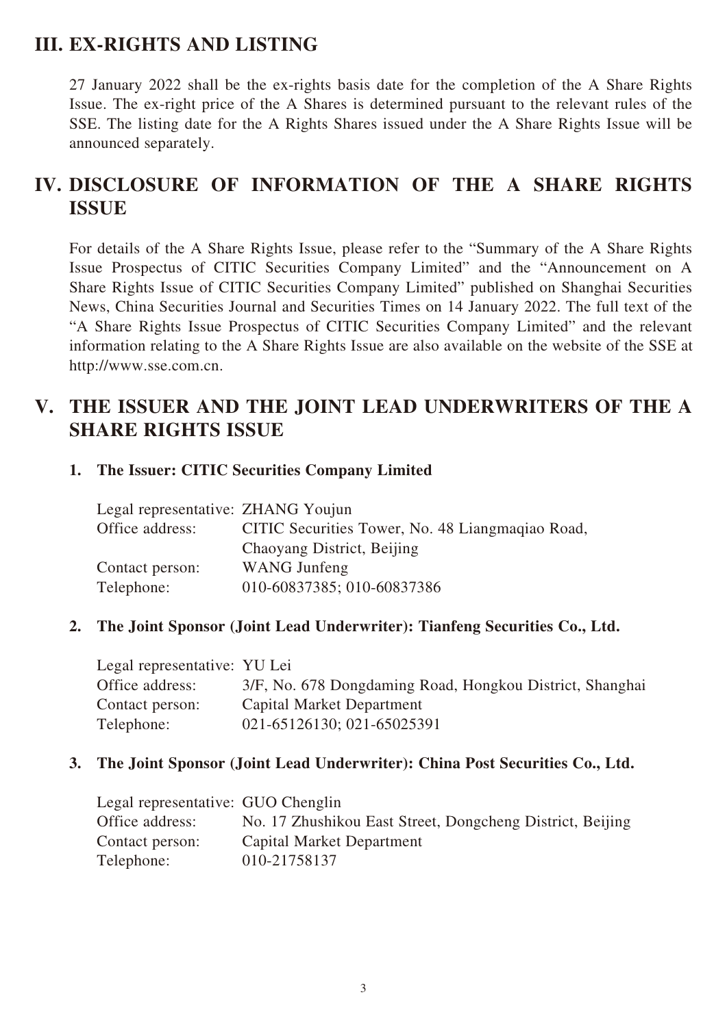## III. EX-RIGHTS AND LISTING

27 January 2022 shall be the ex-rights basis date for the completion of the A Share Rights Issue. The ex-right price of the A Shares is determined pursuant to the relevant rules of the SSE. The listing date for the A Rights Shares issued under the A Share Rights Issue will be announced separately.

## IV. DISCLOSURE OF INFORMATION OF THE A SHARE RIGHTS ISSUE

For details of the A Share Rights Issue, please refer to the "Summary of the A Share Rights Issue Prospectus of CITIC Securities Company Limited" and the "Announcement on A Share Rights Issue of CITIC Securities Company Limited" published on Shanghai Securities News, China Securities Journal and Securities Times on 14 January 2022. The full text of the "A Share Rights Issue Prospectus of CITIC Securities Company Limited" and the relevant information relating to the A Share Rights Issue are also available on the website of the SSE at http://www.sse.com.cn.

## V. THE ISSUER AND THE JOINT LEAD UNDERWRITERS OF THE A SHARE RIGHTS ISSUE

**1. The Issuer: CITIC Securities Company Limited**

| | |
|---|---|
| Legal representative: | ZHANG Youjun |
| Office address: | CITIC Securities Tower, No. 48 Liangmaqiao Road, Chaoyang District, Beijing |
| Contact person: | WANG Junfeng |
| Telephone: | 010-60837385; 010-60837386 |

**2. The Joint Sponsor (Joint Lead Underwriter): Tianfeng Securities Co., Ltd.**

| | |
|---|---|
| Legal representative: | YU Lei |
| Office address: | 3/F, No. 678 Dongdaming Road, Hongkou District, Shanghai |
| Contact person: | Capital Market Department |
| Telephone: | 021-65126130; 021-65025391 |

**3. The Joint Sponsor (Joint Lead Underwriter): China Post Securities Co., Ltd.**

| | |
|---|---|
| Legal representative: | GUO Chenglin |
| Office address: | No. 17 Zhushikou East Street, Dongcheng District, Beijing |
| Contact person: | Capital Market Department |
| Telephone: | 010-21758137 |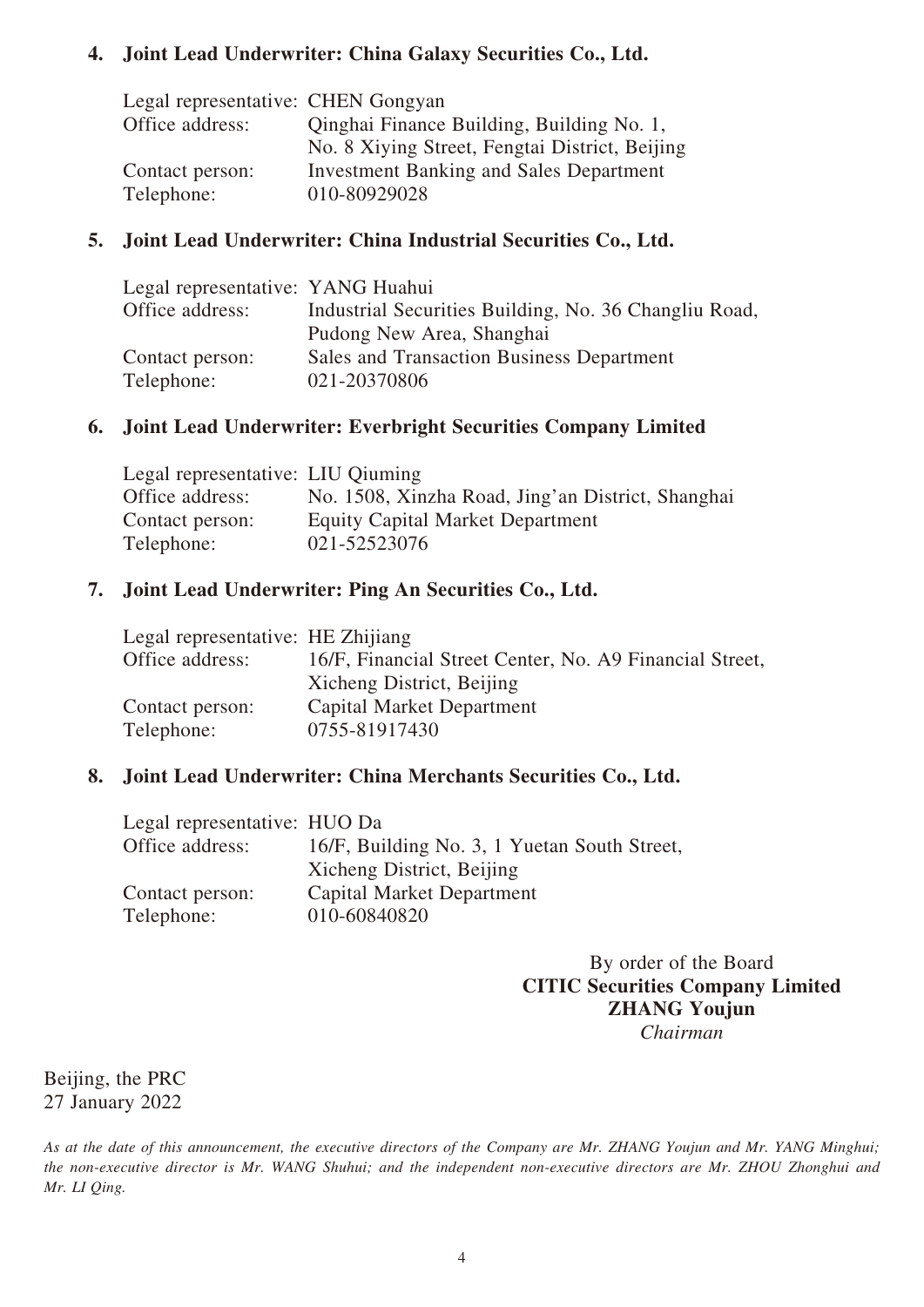**4. Joint Lead Underwriter: China Galaxy Securities Co., Ltd.**

| | |
|---|---|
| Legal representative: | CHEN Gongyan |
| Office address: | Qinghai Finance Building, Building No. 1, No. 8 Xiying Street, Fengtai District, Beijing |
| Contact person: | Investment Banking and Sales Department |
| Telephone: | 010-80929028 |

**5. Joint Lead Underwriter: China Industrial Securities Co., Ltd.**

| | |
|---|---|
| Legal representative: | YANG Huahui |
| Office address: | Industrial Securities Building, No. 36 Changliu Road, Pudong New Area, Shanghai |
| Contact person: | Sales and Transaction Business Department |
| Telephone: | 021-20370806 |

**6. Joint Lead Underwriter: Everbright Securities Company Limited**

| | |
|---|---|
| Legal representative: | LIU Qiuming |
| Office address: | No. 1508, Xinzha Road, Jing'an District, Shanghai |
| Contact person: | Equity Capital Market Department |
| Telephone: | 021-52523076 |

**7. Joint Lead Underwriter: Ping An Securities Co., Ltd.**

| | |
|---|---|
| Legal representative: | HE Zhijiang |
| Office address: | 16/F, Financial Street Center, No. A9 Financial Street, Xicheng District, Beijing |
| Contact person: | Capital Market Department |
| Telephone: | 0755-81917430 |

**8. Joint Lead Underwriter: China Merchants Securities Co., Ltd.**

| | |
|---|---|
| Legal representative: | HUO Da |
| Office address: | 16/F, Building No. 3, 1 Yuetan South Street, Xicheng District, Beijing |
| Contact person: | Capital Market Department |
| Telephone: | 010-60840820 |

By order of the Board
**CITIC Securities Company Limited**
**ZHANG Youjun**
*Chairman*

Beijing, the PRC
27 January 2022

*As at the date of this announcement, the executive directors of the Company are Mr. ZHANG Youjun and Mr. YANG Minghui; the non-executive director is Mr. WANG Shuhui; and the independent non-executive directors are Mr. ZHOU Zhonghui and Mr. LI Qing.*